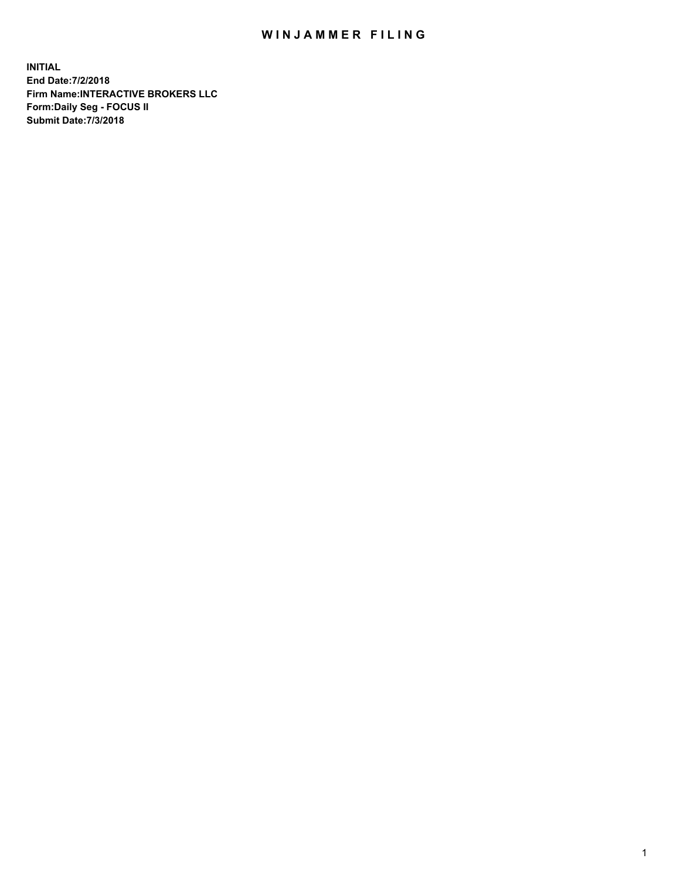# WINJAMMER FILING

**INITIAL**
**End Date:7/2/2018**
**Firm Name:INTERACTIVE BROKERS LLC**
**Form:Daily Seg - FOCUS II**
**Submit Date:7/3/2018**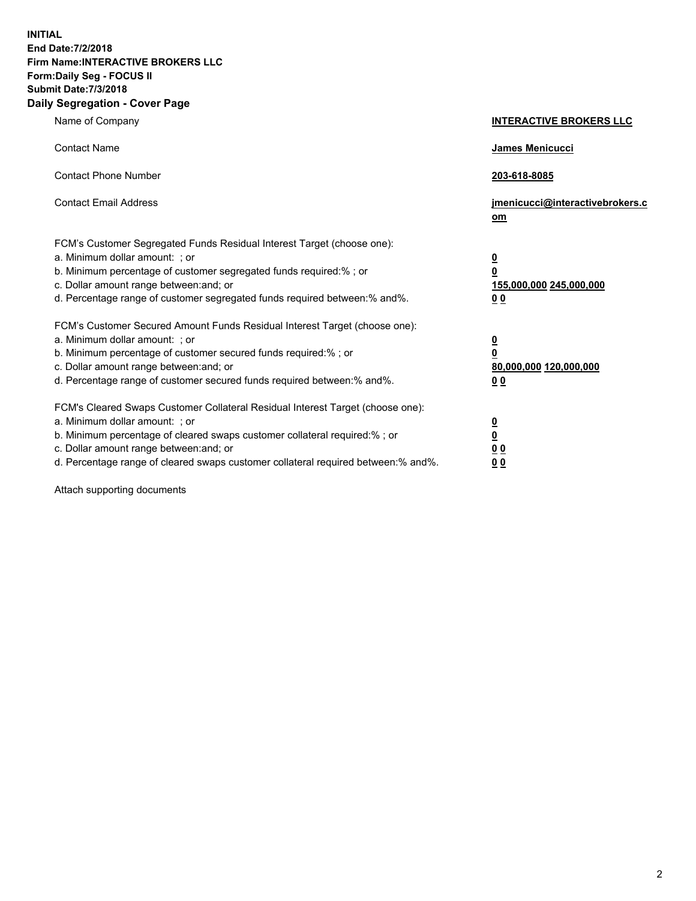**INITIAL**
**End Date:7/2/2018**
**Firm Name:INTERACTIVE BROKERS LLC**
**Form:Daily Seg - FOCUS II**
**Submit Date:7/3/2018**

## Daily Segregation - Cover Page

| | |
|---|---|
| Name of Company | **INTERACTIVE BROKERS LLC** |
| Contact Name | **James Menicucci** |
| Contact Phone Number | **203-618-8085** |
| Contact Email Address | **jmenicucci@interactivebrokers.com** |

FCM's Customer Segregated Funds Residual Interest Target (choose one):

| | |
|---|---|
| a. Minimum dollar amount: ; or | **0** |
| b. Minimum percentage of customer segregated funds required:% ; or | **0** |
| c. Dollar amount range between:and; or | **155,000,000 245,000,000** |
| d. Percentage range of customer segregated funds required between:% and%. | **0 0** |

FCM's Customer Secured Amount Funds Residual Interest Target (choose one):

| | |
|---|---|
| a. Minimum dollar amount: ; or | **0** |
| b. Minimum percentage of customer secured funds required:% ; or | **0** |
| c. Dollar amount range between:and; or | **80,000,000 120,000,000** |
| d. Percentage range of customer secured funds required between:% and%. | **0 0** |

FCM's Cleared Swaps Customer Collateral Residual Interest Target (choose one):

| | |
|---|---|
| a. Minimum dollar amount: ; or | **0** |
| b. Minimum percentage of cleared swaps customer collateral required:% ; or | **0** |
| c. Dollar amount range between:and; or | **0 0** |
| d. Percentage range of cleared swaps customer collateral required between:% and%. | **0 0** |

Attach supporting documents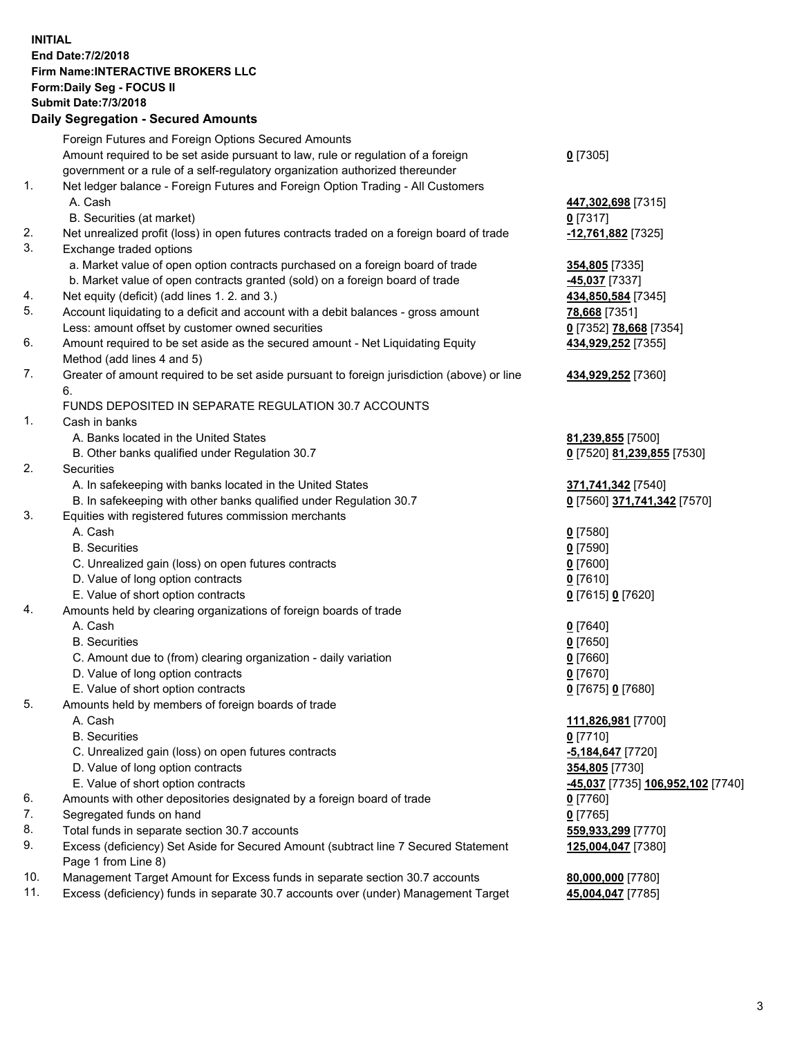**INITIAL**
**End Date:7/2/2018**
**Firm Name:INTERACTIVE BROKERS LLC**
**Form:Daily Seg - FOCUS II**
**Submit Date:7/3/2018**

**Daily Segregation - Secured Amounts**

| | | |
|---|---|---|
| | Foreign Futures and Foreign Options Secured Amounts | |
| | Amount required to be set aside pursuant to law, rule or regulation of a foreign government or a rule of a self-regulatory organization authorized thereunder | **0** [7305] |
| 1. | Net ledger balance - Foreign Futures and Foreign Option Trading - All Customers | |
| | A. Cash | **447,302,698** [7315] |
| | B. Securities (at market) | **0** [7317] |
| 2. | Net unrealized profit (loss) in open futures contracts traded on a foreign board of trade | **-12,761,882** [7325] |
| 3. | Exchange traded options | |
| | a. Market value of open option contracts purchased on a foreign board of trade | **354,805** [7335] |
| | b. Market value of open contracts granted (sold) on a foreign board of trade | **-45,037** [7337] |
| 4. | Net equity (deficit) (add lines 1. 2. and 3.) | **434,850,584** [7345] |
| 5. | Account liquidating to a deficit and account with a debit balances - gross amount | **78,668** [7351] |
| | Less: amount offset by customer owned securities | **0** [7352] **78,668** [7354] |
| 6. | Amount required to be set aside as the secured amount - Net Liquidating Equity Method (add lines 4 and 5) | **434,929,252** [7355] |
| 7. | Greater of amount required to be set aside pursuant to foreign jurisdiction (above) or line 6. | **434,929,252** [7360] |
| | FUNDS DEPOSITED IN SEPARATE REGULATION 30.7 ACCOUNTS | |
| 1. | Cash in banks | |
| | A. Banks located in the United States | **81,239,855** [7500] |
| | B. Other banks qualified under Regulation 30.7 | **0** [7520] **81,239,855** [7530] |
| 2. | Securities | |
| | A. In safekeeping with banks located in the United States | **371,741,342** [7540] |
| | B. In safekeeping with other banks qualified under Regulation 30.7 | **0** [7560] **371,741,342** [7570] |
| 3. | Equities with registered futures commission merchants | |
| | A. Cash | **0** [7580] |
| | B. Securities | **0** [7590] |
| | C. Unrealized gain (loss) on open futures contracts | **0** [7600] |
| | D. Value of long option contracts | **0** [7610] |
| | E. Value of short option contracts | **0** [7615] **0** [7620] |
| 4. | Amounts held by clearing organizations of foreign boards of trade | |
| | A. Cash | **0** [7640] |
| | B. Securities | **0** [7650] |
| | C. Amount due to (from) clearing organization - daily variation | **0** [7660] |
| | D. Value of long option contracts | **0** [7670] |
| | E. Value of short option contracts | **0** [7675] **0** [7680] |
| 5. | Amounts held by members of foreign boards of trade | |
| | A. Cash | **111,826,981** [7700] |
| | B. Securities | **0** [7710] |
| | C. Unrealized gain (loss) on open futures contracts | **-5,184,647** [7720] |
| | D. Value of long option contracts | **354,805** [7730] |
| | E. Value of short option contracts | **-45,037** [7735] **106,952,102** [7740] |
| 6. | Amounts with other depositories designated by a foreign board of trade | **0** [7760] |
| 7. | Segregated funds on hand | **0** [7765] |
| 8. | Total funds in separate section 30.7 accounts | **559,933,299** [7770] |
| 9. | Excess (deficiency) Set Aside for Secured Amount (subtract line 7 Secured Statement Page 1 from Line 8) | **125,004,047** [7380] |
| 10. | Management Target Amount for Excess funds in separate section 30.7 accounts | **80,000,000** [7780] |
| 11. | Excess (deficiency) funds in separate 30.7 accounts over (under) Management Target | **45,004,047** [7785] |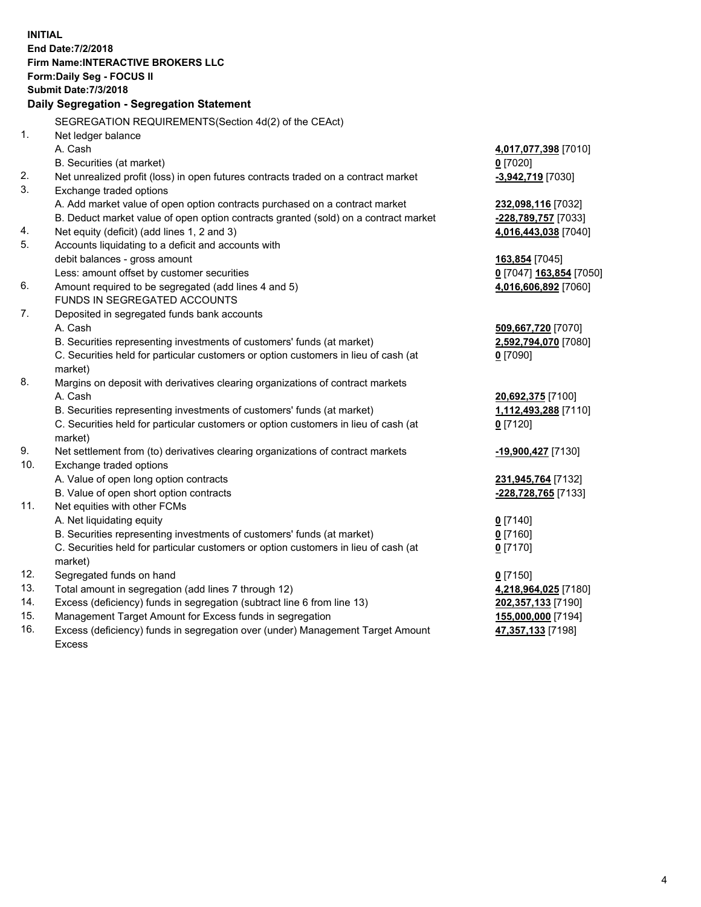**INITIAL**
**End Date:7/2/2018**
**Firm Name:INTERACTIVE BROKERS LLC**
**Form:Daily Seg - FOCUS II**
**Submit Date:7/3/2018**

## Daily Segregation - Segregation Statement

SEGREGATION REQUIREMENTS(Section 4d(2) of the CEAct)

| | | |
|---|---|---|
| 1. | Net ledger balance | |
| | A. Cash | **4,017,077,398** [7010] |
| | B. Securities (at market) | **0** [7020] |
| 2. | Net unrealized profit (loss) in open futures contracts traded on a contract market | **-3,942,719** [7030] |
| 3. | Exchange traded options | |
| | A. Add market value of open option contracts purchased on a contract market | **232,098,116** [7032] |
| | B. Deduct market value of open option contracts granted (sold) on a contract market | **-228,789,757** [7033] |
| 4. | Net equity (deficit) (add lines 1, 2 and 3) | **4,016,443,038** [7040] |
| 5. | Accounts liquidating to a deficit and accounts with debit balances - gross amount | **163,854** [7045] |
| | Less: amount offset by customer securities | **0** [7047] **163,854** [7050] |
| 6. | Amount required to be segregated (add lines 4 and 5) | **4,016,606,892** [7060] |
| | FUNDS IN SEGREGATED ACCOUNTS | |
| 7. | Deposited in segregated funds bank accounts | |
| | A. Cash | **509,667,720** [7070] |
| | B. Securities representing investments of customers' funds (at market) | **2,592,794,070** [7080] |
| | C. Securities held for particular customers or option customers in lieu of cash (at market) | **0** [7090] |
| 8. | Margins on deposit with derivatives clearing organizations of contract markets | |
| | A. Cash | **20,692,375** [7100] |
| | B. Securities representing investments of customers' funds (at market) | **1,112,493,288** [7110] |
| | C. Securities held for particular customers or option customers in lieu of cash (at market) | **0** [7120] |
| 9. | Net settlement from (to) derivatives clearing organizations of contract markets | **-19,900,427** [7130] |
| 10. | Exchange traded options | |
| | A. Value of open long option contracts | **231,945,764** [7132] |
| | B. Value of open short option contracts | **-228,728,765** [7133] |
| 11. | Net equities with other FCMs | |
| | A. Net liquidating equity | **0** [7140] |
| | B. Securities representing investments of customers' funds (at market) | **0** [7160] |
| | C. Securities held for particular customers or option customers in lieu of cash (at market) | **0** [7170] |
| 12. | Segregated funds on hand | **0** [7150] |
| 13. | Total amount in segregation (add lines 7 through 12) | **4,218,964,025** [7180] |
| 14. | Excess (deficiency) funds in segregation (subtract line 6 from line 13) | **202,357,133** [7190] |
| 15. | Management Target Amount for Excess funds in segregation | **155,000,000** [7194] |
| 16. | Excess (deficiency) funds in segregation over (under) Management Target Amount Excess | **47,357,133** [7198] |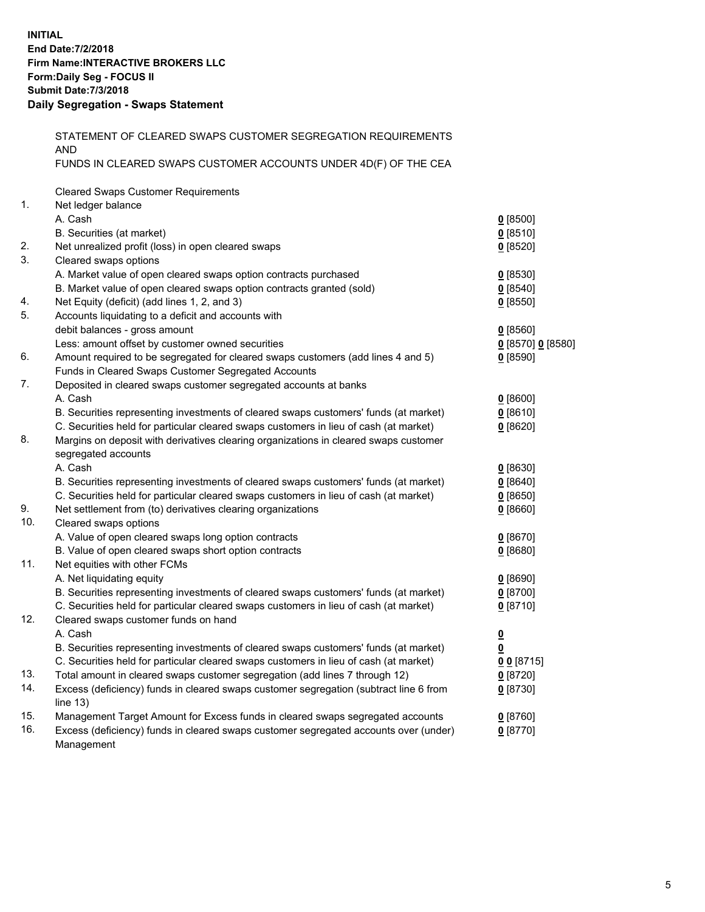**INITIAL**
**End Date:7/2/2018**
**Firm Name:INTERACTIVE BROKERS LLC**
**Form:Daily Seg - FOCUS II**
**Submit Date:7/3/2018**
**Daily Segregation - Swaps Statement**

STATEMENT OF CLEARED SWAPS CUSTOMER SEGREGATION REQUIREMENTS AND FUNDS IN CLEARED SWAPS CUSTOMER ACCOUNTS UNDER 4D(F) OF THE CEA

| | | |
|---|---|---|
| | Cleared Swaps Customer Requirements | |
| 1. | Net ledger balance | |
| | A. Cash | 0 [8500] |
| | B. Securities (at market) | 0 [8510] |
| 2. | Net unrealized profit (loss) in open cleared swaps | 0 [8520] |
| 3. | Cleared swaps options | |
| | A. Market value of open cleared swaps option contracts purchased | 0 [8530] |
| | B. Market value of open cleared swaps option contracts granted (sold) | 0 [8540] |
| 4. | Net Equity (deficit) (add lines 1, 2, and 3) | 0 [8550] |
| 5. | Accounts liquidating to a deficit and accounts with debit balances - gross amount | 0 [8560] |
| | Less: amount offset by customer owned securities | 0 [8570] 0 [8580] |
| 6. | Amount required to be segregated for cleared swaps customers (add lines 4 and 5) | 0 [8590] |
| | Funds in Cleared Swaps Customer Segregated Accounts | |
| 7. | Deposited in cleared swaps customer segregated accounts at banks | |
| | A. Cash | 0 [8600] |
| | B. Securities representing investments of cleared swaps customers' funds (at market) | 0 [8610] |
| | C. Securities held for particular cleared swaps customers in lieu of cash (at market) | 0 [8620] |
| 8. | Margins on deposit with derivatives clearing organizations in cleared swaps customer segregated accounts | |
| | A. Cash | 0 [8630] |
| | B. Securities representing investments of cleared swaps customers' funds (at market) | 0 [8640] |
| | C. Securities held for particular cleared swaps customers in lieu of cash (at market) | 0 [8650] |
| 9. | Net settlement from (to) derivatives clearing organizations | 0 [8660] |
| 10. | Cleared swaps options | |
| | A. Value of open cleared swaps long option contracts | 0 [8670] |
| | B. Value of open cleared swaps short option contracts | 0 [8680] |
| 11. | Net equities with other FCMs | |
| | A. Net liquidating equity | 0 [8690] |
| | B. Securities representing investments of cleared swaps customers' funds (at market) | 0 [8700] |
| | C. Securities held for particular cleared swaps customers in lieu of cash (at market) | 0 [8710] |
| 12. | Cleared swaps customer funds on hand | |
| | A. Cash | 0 |
| | B. Securities representing investments of cleared swaps customers' funds (at market) | 0 |
| | C. Securities held for particular cleared swaps customers in lieu of cash (at market) | 0 0 [8715] |
| 13. | Total amount in cleared swaps customer segregation (add lines 7 through 12) | 0 [8720] |
| 14. | Excess (deficiency) funds in cleared swaps customer segregation (subtract line 6 from line 13) | 0 [8730] |
| 15. | Management Target Amount for Excess funds in cleared swaps segregated accounts | 0 [8760] |
| 16. | Excess (deficiency) funds in cleared swaps customer segregated accounts over (under) Management | 0 [8770] |